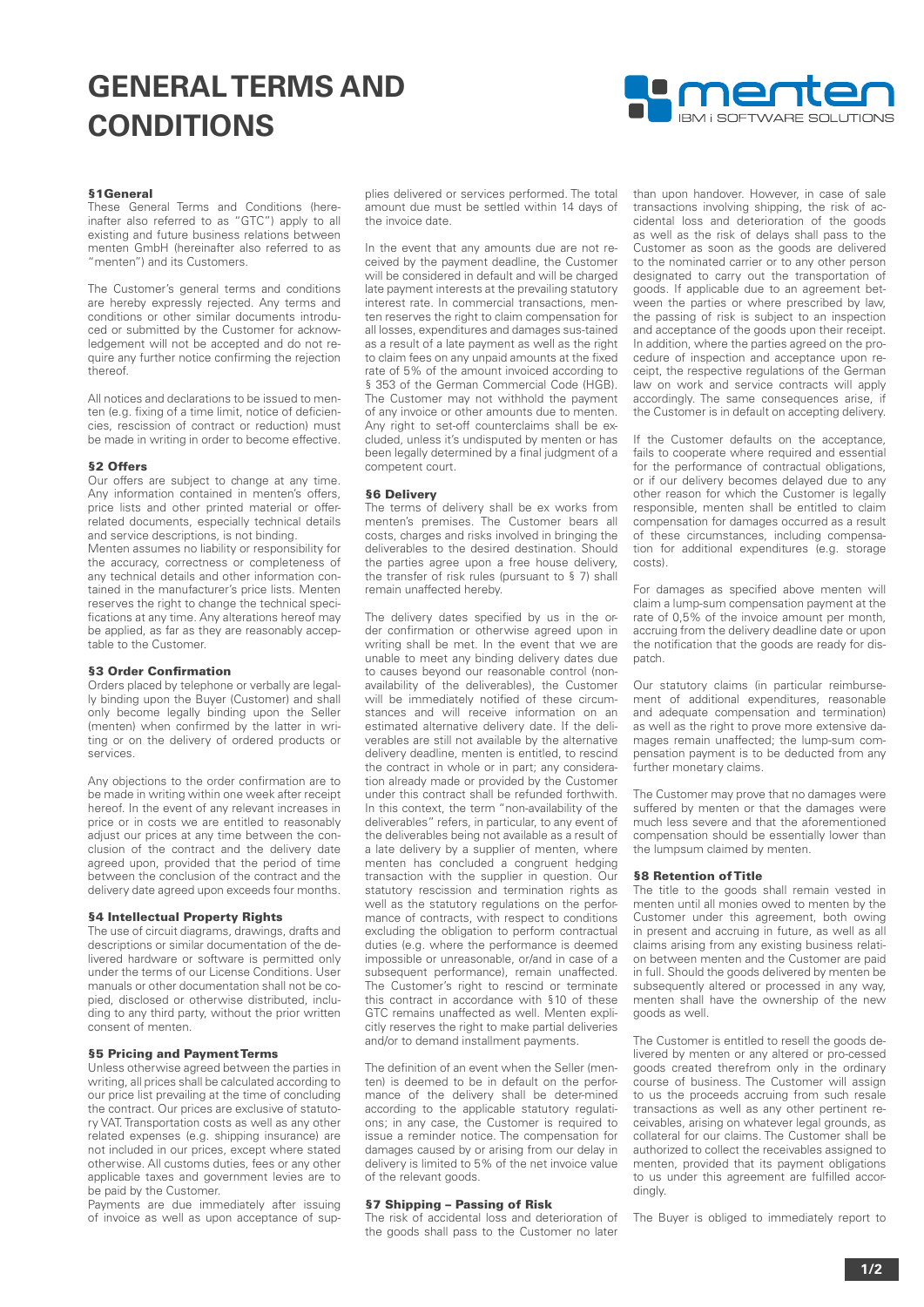# GENERAL TERMS AND CONDITIONS

### §1 General

These General Terms and Conditions (hereinafter also referred to as "GTC") apply to all existing and future business relations between menten GmbH (hereinafter also referred to as "menten") and its Customers.

The Customer's general terms and conditions are hereby expressly rejected. Any terms and conditions or other similar documents introduced or submitted by the Customer for acknowledgement will not be accepted and do not require any further notice confirming the rejection thereof.

All notices and declarations to be issued to menten (e.g. fixing of a time limit, notice of deficiencies, rescission of contract or reduction) must be made in writing in order to become effective.

### §2 Offers

Our offers are subject to change at any time. Any information contained in menten's offers, price lists and other printed material or offer-related documents, especially technical details and service descriptions, is not binding.

Menten assumes no liability or responsibility for the accuracy, correctness or completeness of any technical details and other information contained in the manufacturer's price lists. Menten reserves the right to change the technical specifications at any time. Any alterations hereof may be applied, as far as they are reasonably acceptable to the Customer.

### §3 Order Confirmation

Orders placed by telephone or verbally are legally binding upon the Buyer (Customer) and shall only become legally binding upon the Seller (menten) when confirmed by the latter in writing or on the delivery of ordered products or services.

Any objections to the order confirmation are to be made in writing within one week after receipt hereof. In the event of any relevant increases in price or in costs we are entitled to reasonably adjust our prices at any time between the conclusion of the contract and the delivery date agreed upon, provided that the period of time between the conclusion of the contract and the delivery date agreed upon exceeds four months.

### §4 Intellectual Property Rights

The use of circuit diagrams, drawings, drafts and descriptions or similar documentation of the delivered hardware or software is permitted only under the terms of our License Conditions. User manuals or other documentation shall not be copied, disclosed or otherwise distributed, including to any third party, without the prior written consent of menten.

### §5 Pricing and Payment Terms

Unless otherwise agreed between the parties in writing, all prices shall be calculated according to our price list prevailing at the time of concluding the contract. Our prices are exclusive of statutory VAT. Transportation costs as well as any other related expenses (e.g. shipping insurance) are not included in our prices, except where stated otherwise. All customs duties, fees or any other applicable taxes and government levies are to be paid by the Customer.

Payments are due immediately after issuing of invoice as well as upon acceptance of supplies delivered or services performed. The total amount due must be settled within 14 days of the invoice date.

In the event that any amounts due are not received by the payment deadline, the Customer will be considered in default and will be charged late payment interests at the prevailing statutory interest rate. In commercial transactions, menten reserves the right to claim compensation for all losses, expenditures and damages sus-tained as a result of a late payment as well as the right to claim fees on any unpaid amounts at the fixed rate of 5% of the amount invoiced according to § 353 of the German Commercial Code (HGB). The Customer may not withhold the payment of any invoice or other amounts due to menten. Any right to set-off counterclaims shall be excluded, unless it's undisputed by menten or has been legally determined by a final judgment of a competent court.

### §6 Delivery

The terms of delivery shall be ex works from menten's premises. The Customer bears all costs, charges and risks involved in bringing the deliverables to the desired destination. Should the parties agree upon a free house delivery, the transfer of risk rules (pursuant to § 7) shall remain unaffected hereby.

The delivery dates specified by us in the order confirmation or otherwise agreed upon in writing shall be met. In the event that we are unable to meet any binding delivery dates due to causes beyond our reasonable control (non-availability of the deliverables), the Customer will be immediately notified of these circumstances and will receive information on an estimated alternative delivery date. If the deliverables are still not available by the alternative delivery deadline, menten is entitled, to rescind the contract in whole or in part; any consideration already made or provided by the Customer under this contract shall be refunded forthwith. In this context, the term "non-availability of the deliverables" refers, in particular, to any event of the deliverables being not available as a result of a late delivery by a supplier of menten, where menten has concluded a congruent hedging transaction with the supplier in question. Our statutory rescission and termination rights as well as the statutory regulations on the performance of contracts, with respect to conditions excluding the obligation to perform contractual duties (e.g. where the performance is deemed impossible or unreasonable, or/and in case of a subsequent performance), remain unaffected. The Customer's right to rescind or terminate this contract in accordance with §10 of these GTC remains unaffected as well. Menten explicitly reserves the right to make partial deliveries and/or to demand installment payments.

The definition of an event when the Seller (menten) is deemed to be in default on the performance of the delivery shall be deter-mined according to the applicable statutory regulations; in any case, the Customer is required to issue a reminder notice. The compensation for damages caused by or arising from our delay in delivery is limited to 5% of the net invoice value of the relevant goods.

### §7 Shipping – Passing of Risk

The risk of accidental loss and deterioration of the goods shall pass to the Customer no later than upon handover. However, in case of sale transactions involving shipping, the risk of accidental loss and deterioration of the goods as well as the risk of delays shall pass to the Customer as soon as the goods are delivered to the nominated carrier or to any other person designated to carry out the transportation of goods. If applicable due to an agreement between the parties or where prescribed by law, the passing of risk is subject to an inspection and acceptance of the goods upon their receipt. In addition, where the parties agreed on the procedure of inspection and acceptance upon receipt, the respective regulations of the German law on work and service contracts will apply accordingly. The same consequences arise, if the Customer is in default on accepting delivery.

If the Customer defaults on the acceptance, fails to cooperate where required and essential for the performance of contractual obligations, or if our delivery becomes delayed due to any other reason for which the Customer is legally responsible, menten shall be entitled to claim compensation for damages occurred as a result of these circumstances, including compensation for additional expenditures (e.g. storage costs).

For damages as specified above menten will claim a lump-sum compensation payment at the rate of 0,5% of the invoice amount per month, accruing from the delivery deadline date or upon the notification that the goods are ready for dispatch.

Our statutory claims (in particular reimbursement of additional expenditures, reasonable and adequate compensation and termination) as well as the right to prove more extensive damages remain unaffected; the lump-sum compensation payment is to be deducted from any further monetary claims.

The Customer may prove that no damages were suffered by menten or that the damages were much less severe and that the aforementioned compensation should be essentially lower than the lumpsum claimed by menten.

### §8 Retention of Title

The title to the goods shall remain vested in menten until all monies owed to menten by the Customer under this agreement, both owing in present and accruing in future, as well as all claims arising from any existing business relation between menten and the Customer are paid in full. Should the goods delivered by menten be subsequently altered or processed in any way, menten shall have the ownership of the new goods as well.

The Customer is entitled to resell the goods delivered by menten or any altered or pro-cessed goods created therefrom only in the ordinary course of business. The Customer will assign to us the proceeds accruing from such resale transactions as well as any other pertinent receivables, arising on whatever legal grounds, as collateral for our claims. The Customer shall be authorized to collect the receivables assigned to menten, provided that its payment obligations to us under this agreement are fulfilled accordingly.

The Buyer is obliged to immediately report to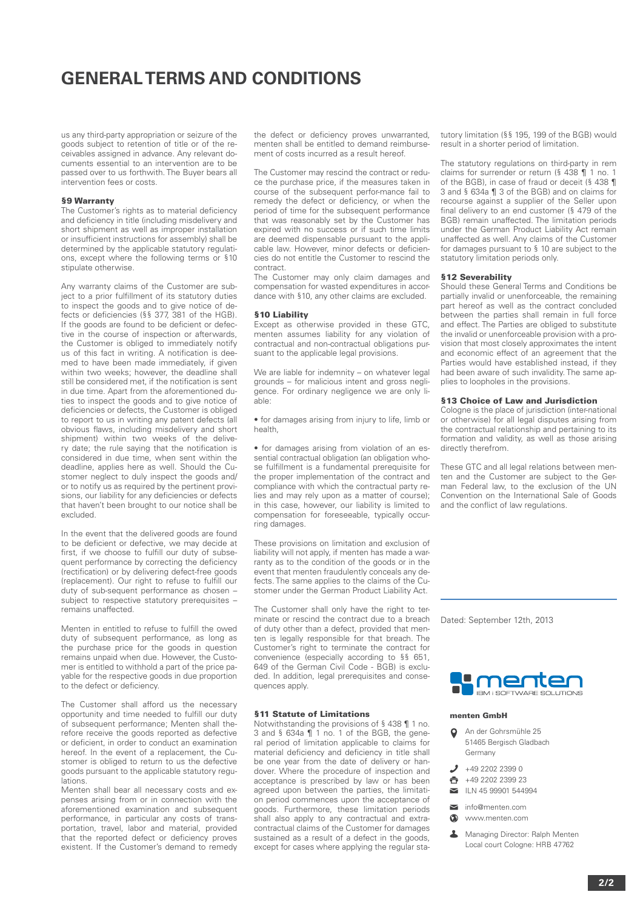# GENERAL TERMS AND CONDITIONS

us any third-party appropriation or seizure of the goods subject to retention of title or of the receivables assigned in advance. Any relevant documents essential to an intervention are to be passed over to us forthwith. The Buyer bears all intervention fees or costs.

### §9 Warranty

The Customer's rights as to material deficiency and deficiency in title (including misdelivery and short shipment as well as improper installation or insufficient instructions for assembly) shall be determined by the applicable statutory regulations, except where the following terms or §10 stipulate otherwise.

Any warranty claims of the Customer are subject to a prior fulfillment of its statutory duties to inspect the goods and to give notice of defects or deficiencies (§§ 377, 381 of the HGB). If the goods are found to be deficient or defective in the course of inspection or afterwards, the Customer is obliged to immediately notify us of this fact in writing. A notification is deemed to have been made immediately, if given within two weeks; however, the deadline shall still be considered met, if the notification is sent in due time. Apart from the aforementioned duties to inspect the goods and to give notice of deficiencies or defects, the Customer is obliged to report to us in writing any patent defects (all obvious flaws, including misdelivery and short shipment) within two weeks of the delivery date; the rule saying that the notification is considered in due time, when sent within the deadline, applies here as well. Should the Customer neglect to duly inspect the goods and/or to notify us as required by the pertinent provisions, our liability for any deficiencies or defects that haven't been brought to our notice shall be excluded.

In the event that the delivered goods are found to be deficient or defective, we may decide at first, if we choose to fulfill our duty of subsequent performance by correcting the deficiency (rectification) or by delivering defect-free goods (replacement). Our right to refuse to fulfill our duty of sub-sequent performance as chosen – subject to respective statutory prerequisites – remains unaffected.

Menten in entitled to refuse to fulfill the owed duty of subsequent performance, as long as the purchase price for the goods in question remains unpaid when due. However, the Customer is entitled to withhold a part of the price payable for the respective goods in due proportion to the defect or deficiency.

The Customer shall afford us the necessary opportunity and time needed to fulfill our duty of subsequent performance; Menten shall therefore receive the goods reported as defective or deficient, in order to conduct an examination hereof. In the event of a replacement, the Customer is obliged to return to us the defective goods pursuant to the applicable statutory regulations.
Menten shall bear all necessary costs and expenses arising from or in connection with the aforementioned examination and subsequent performance, in particular any costs of transportation, travel, labor and material, provided that the reported defect or deficiency proves existent. If the Customer's demand to remedy the defect or deficiency proves unwarranted, menten shall be entitled to demand reimbursement of costs incurred as a result hereof.

The Customer may rescind the contract or reduce the purchase price, if the measures taken in course of the subsequent perfor-mance fail to remedy the defect or deficiency, or when the period of time for the subsequent performance that was reasonably set by the Customer has expired with no success or if such time limits are deemed dispensable pursuant to the applicable law. However, minor defects or deficiencies do not entitle the Customer to rescind the contract.
The Customer may only claim damages and compensation for wasted expenditures in accordance with §10, any other claims are excluded.

### §10 Liability

Except as otherwise provided in these GTC, menten assumes liability for any violation of contractual and non-contractual obligations pursuant to the applicable legal provisions.

We are liable for indemnity – on whatever legal grounds – for malicious intent and gross negligence. For ordinary negligence we are only liable:

- for damages arising from injury to life, limb or health,
- for damages arising from violation of an essential contractual obligation (an obligation whose fulfillment is a fundamental prerequisite for the proper implementation of the contract and compliance with which the contractual party relies and may rely upon as a matter of course); in this case, however, our liability is limited to compensation for foreseeable, typically occurring damages.

These provisions on limitation and exclusion of liability will not apply, if menten has made a warranty as to the condition of the goods or in the event that menten fraudulently conceals any defects. The same applies to the claims of the Customer under the German Product Liability Act.

The Customer shall only have the right to terminate or rescind the contract due to a breach of duty other than a defect, provided that menten is legally responsible for that breach. The Customer's right to terminate the contract for convenience (especially according to §§ 651, 649 of the German Civil Code - BGB) is excluded. In addition, legal prerequisites and consequences apply.

### §11 Statute of Limitations

Notwithstanding the provisions of § 438 ¶ 1 no. 3 and § 634a ¶ 1 no. 1 of the BGB, the general period of limitation applicable to claims for material deficiency and deficiency in title shall be one year from the date of delivery or handover. Where the procedure of inspection and acceptance is prescribed by law or has been agreed upon between the parties, the limitation period commences upon the acceptance of goods. Furthermore, these limitation periods shall also apply to any contractual and extra-contractual claims of the Customer for damages sustained as a result of a defect in the goods, except for cases where applying the regular statutory limitation (§§ 195, 199 of the BGB) would result in a shorter period of limitation.

The statutory regulations on third-party in rem claims for surrender or return (§ 438 ¶ 1 no. 1 of the BGB), in case of fraud or deceit (§ 438 ¶ 3 and § 634a ¶ 3 of the BGB) and on claims for recourse against a supplier of the Seller upon final delivery to an end customer (§ 479 of the BGB) remain unaffected. The limitation periods under the German Product Liability Act remain unaffected as well. Any claims of the Customer for damages pursuant to § 10 are subject to the statutory limitation periods only.

### §12 Severability

Should these General Terms and Conditions be partially invalid or unenforceable, the remaining part hereof as well as the contract concluded between the parties shall remain in full force and effect. The Parties are obliged to substitute the invalid or unenforceable provision with a provision that most closely approximates the intent and economic effect of an agreement that the Parties would have established instead, if they had been aware of such invalidity. The same applies to loopholes in the provisions.

### §13 Choice of Law and Jurisdiction

Cologne is the place of jurisdiction (inter-national or otherwise) for all legal disputes arising from the contractual relationship and pertaining to its formation and validity, as well as those arising directly therefrom.

These GTC and all legal relations between menten and the Customer are subject to the German Federal law, to the exclusion of the UN Convention on the International Sale of Goods and the conflict of law regulations.

Dated: September 12th, 2013

menten
IBM i SOFTWARE SOLUTIONS

**menten GmbH**

An der Gohrsmühle 25
51465 Bergisch Gladbach
Germany

+49 2202 2399 0
+49 2202 2399 23
ILN 45 99901 544994

info@menten.com
www.menten.com

Managing Director: Ralph Menten
Local court Cologne: HRB 47762